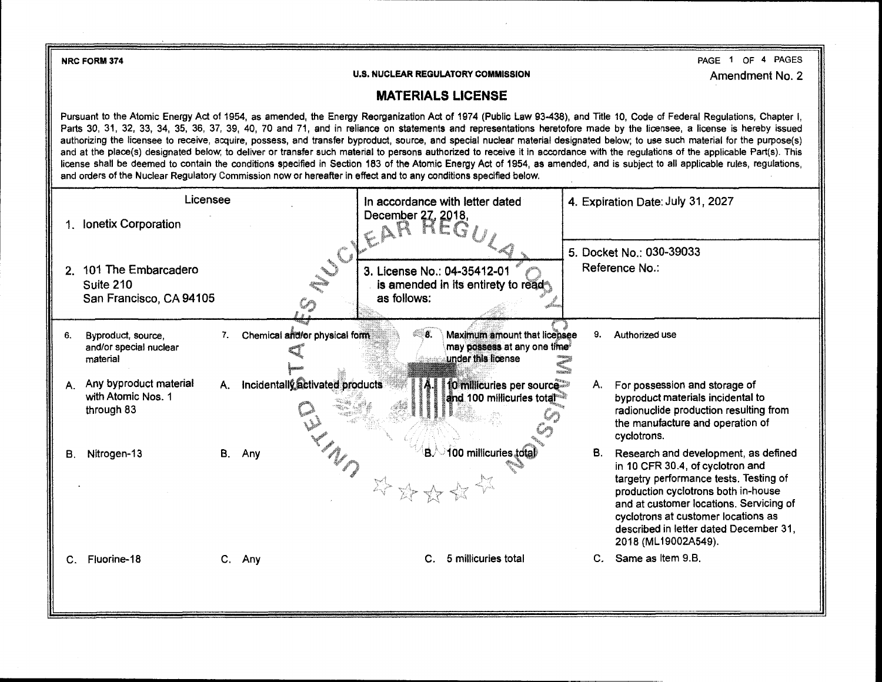NRC FORM 374

U.S. NUCLEAR REGULATORY COMMISSION

Amendment No. 2

# MATERIALS LICENSE

Pursuant to the Atomic Energy Act of 1954, as amended, the Energy Reorganization Act of 1974 (Public Law 93-438), and Title 10, Code of Federal Regulations, Chapter I, Parts 30, 31, 32, 33, 34, 35, 36, 37, 39, 40, 70 and 71, and in reliance on statements and representations heretofore made by the licensee, a license is hereby issued authorizing the licensee to receive, acquire, possess, and transfer byproduct, source, and special nuclear material designated below; to use such material for the purpose(s) and at the place(s) designated below; to deliver or transfer such material to persons authorized to receive it in accordance with the regulations of the applicable Part(s). This license shall be deemed to contain the conditions specified in Section 183 of the Atomic Energy Act of 1954, as amended, and is subject to all applicable rules, regulations, and orders of the Nuclear Regulatory Commission now or hereafter in effect and to any conditions specified below.

| Licensee | | |
|---|---|---|
| 1. Ionetix Corporation | In accordance with letter dated December 27, 2018, | 4. Expiration Date: July 31, 2027 |
| 2. 101 The Embarcadero<br>Suite 210<br>San Francisco, CA 94105 | 3. License No.: 04-35412-01 is amended in its entirety to read as follows: | 5. Docket No.: 030-39033<br>Reference No.: |

| 6. Byproduct, source, and/or special nuclear material | 7. Chemical and/or physical form | 8. Maximum amount that licensee may possess at any one time under this license | 9. Authorized use |
|---|---|---|---|
| A. Any byproduct material with Atomic Nos. 1 through 83 | A. Incidentally activated products | A. 10 millicuries per source and 100 millicuries total | A. For possession and storage of byproduct materials incidental to radionuclide production resulting from the manufacture and operation of cyclotrons. |
| B. Nitrogen-13 | B. Any | B. 100 millicuries total | B. Research and development, as defined in 10 CFR 30.4, of cyclotron and targetry performance tests. Testing of production cyclotrons both in-house and at customer locations. Servicing of cyclotrons at customer locations as described in letter dated December 31, 2018 (ML19002A549). |
| C. Fluorine-18 | C. Any | C. 5 millicuries total | C. Same as Item 9.B. |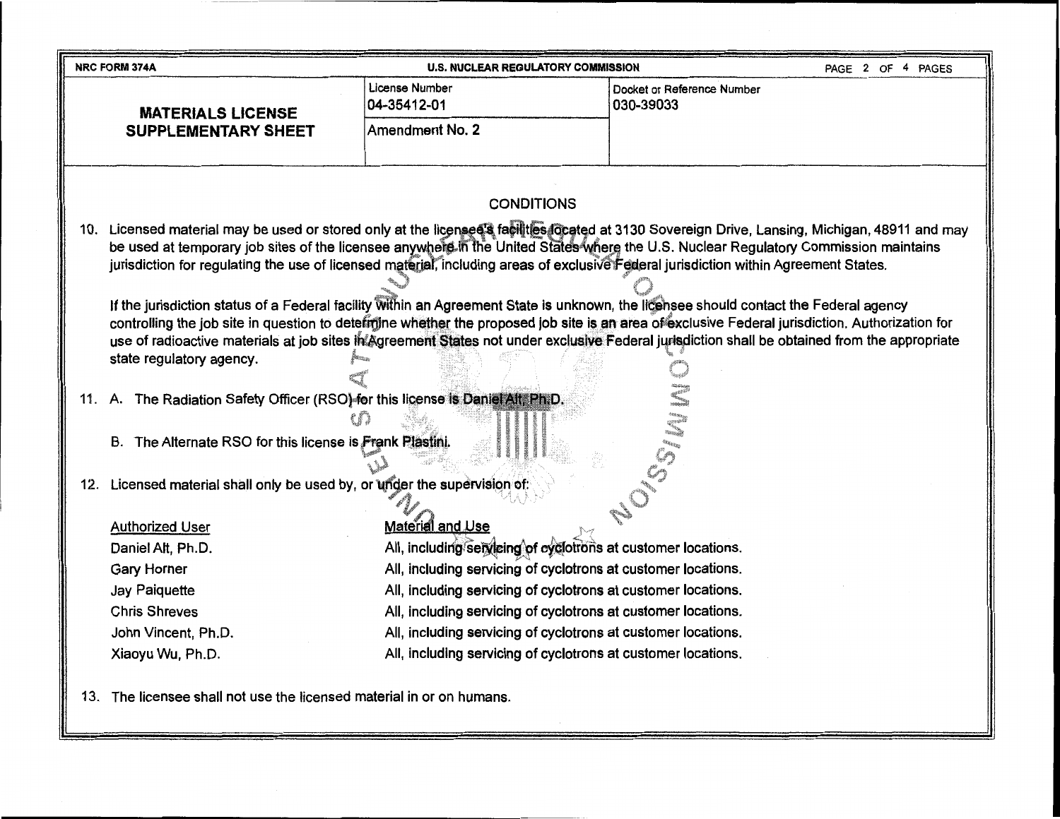| NRC FORM 374A | U.S. NUCLEAR REGULATORY COMMISSION | |
|---|---|---|
| **MATERIALS LICENSE SUPPLEMENTARY SHEET** | License Number<br>04-35412-01 | Docket or Reference Number<br>030-39033 |
| | Amendment No. 2 | |

## CONDITIONS

10. Licensed material may be used or stored only at the licensee's facilities located at 3130 Sovereign Drive, Lansing, Michigan, 48911 and may be used at temporary job sites of the licensee anywhere in the United States where the U.S. Nuclear Regulatory Commission maintains jurisdiction for regulating the use of licensed material, including areas of exclusive Federal jurisdiction within Agreement States.

    If the jurisdiction status of a Federal facility within an Agreement State is unknown, the licensee should contact the Federal agency controlling the job site in question to determine whether the proposed job site is an area of exclusive Federal jurisdiction. Authorization for use of radioactive materials at job sites in Agreement States not under exclusive Federal jurisdiction shall be obtained from the appropriate state regulatory agency.

11. A. The Radiation Safety Officer (RSO) for this license is Daniel Alt, Ph.D.

    B. The Alternate RSO for this license is Frank Plastini.

12. Licensed material shall only be used by, or under the supervision of:

| Authorized User | Material and Use |
|---|---|
| Daniel Alt, Ph.D. | All, including servicing of cyclotrons at customer locations. |
| Gary Horner | All, including servicing of cyclotrons at customer locations. |
| Jay Paiquette | All, including servicing of cyclotrons at customer locations. |
| Chris Shreves | All, including servicing of cyclotrons at customer locations. |
| John Vincent, Ph.D. | All, including servicing of cyclotrons at customer locations. |
| Xiaoyu Wu, Ph.D. | All, including servicing of cyclotrons at customer locations. |

13. The licensee shall not use the licensed material in or on humans.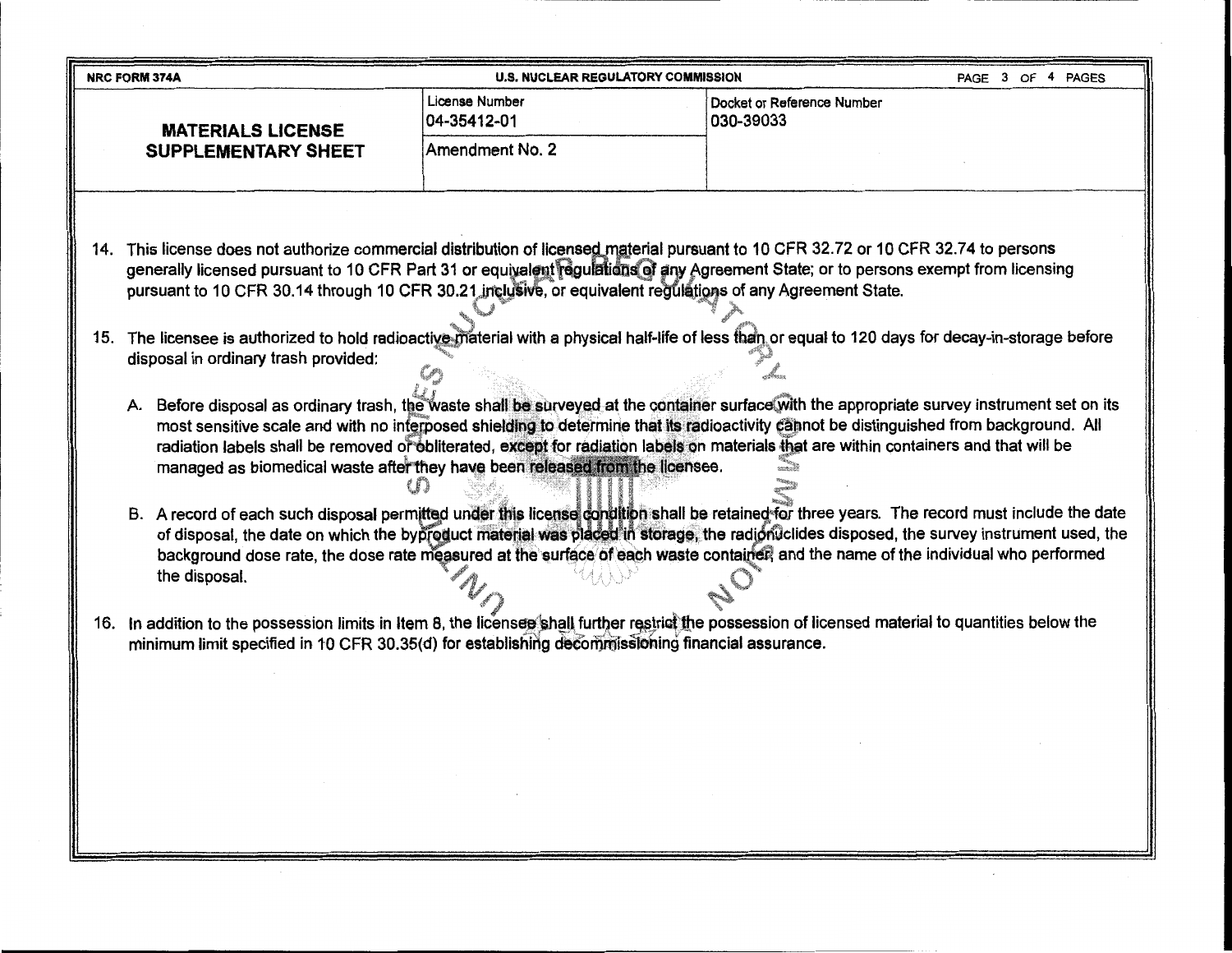| NRC FORM 374A | U.S. NUCLEAR REGULATORY COMMISSION | |
|---|---|---|
| **MATERIALS LICENSE SUPPLEMENTARY SHEET** | License Number<br>04-35412-01 | Docket or Reference Number<br>030-39033 |
| | Amendment No. 2 | |

14. This license does not authorize commercial distribution of licensed material pursuant to 10 CFR 32.72 or 10 CFR 32.74 to persons generally licensed pursuant to 10 CFR Part 31 or equivalent regulations of any Agreement State; or to persons exempt from licensing pursuant to 10 CFR 30.14 through 10 CFR 30.21 inclusive, or equivalent regulations of any Agreement State.

15. The licensee is authorized to hold radioactive material with a physical half-life of less than or equal to 120 days for decay-in-storage before disposal in ordinary trash provided:

    A. Before disposal as ordinary trash, the waste shall be surveyed at the container surface with the appropriate survey instrument set on its most sensitive scale and with no interposed shielding to determine that its radioactivity cannot be distinguished from background. All radiation labels shall be removed or obliterated, except for radiation labels on materials that are within containers and that will be managed as biomedical waste after they have been released from the licensee.

    B. A record of each such disposal permitted under this license condition shall be retained for three years. The record must include the date of disposal, the date on which the byproduct material was placed in storage, the radionuclides disposed, the survey instrument used, the background dose rate, the dose rate measured at the surface of each waste container, and the name of the individual who performed the disposal.

16. In addition to the possession limits in Item 8, the licensee shall further restrict the possession of licensed material to quantities below the minimum limit specified in 10 CFR 30.35(d) for establishing decommissioning financial assurance.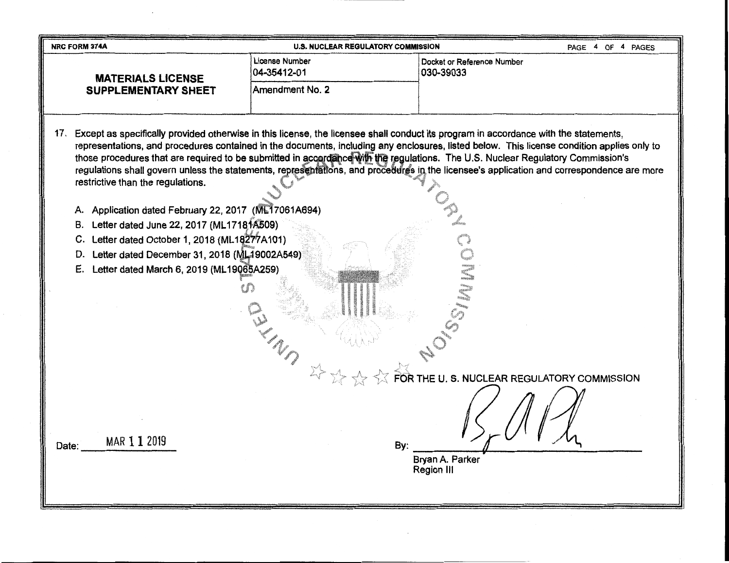NRC FORM 374A U.S. NUCLEAR REGULATORY COMMISSION

| MATERIALS LICENSE SUPPLEMENTARY SHEET | License Number 04-35412-01 | Docket or Reference Number 030-39033 |
|---|---|---|
| | Amendment No. 2 | |

17. Except as specifically provided otherwise in this license, the licensee shall conduct its program in accordance with the statements, representations, and procedures contained in the documents, including any enclosures, listed below. This license condition applies only to those procedures that are required to be submitted in accordance with the regulations. The U.S. Nuclear Regulatory Commission's regulations shall govern unless the statements, representations, and procedures in the licensee's application and correspondence are more restrictive than the regulations.

    A. Application dated February 22, 2017 (ML17061A694)
    B. Letter dated June 22, 2017 (ML17181A509)
    C. Letter dated October 1, 2018 (ML18277A101)
    D. Letter dated December 31, 2018 (ML19002A549)
    E. Letter dated March 6, 2019 (ML19065A259)

FOR THE U. S. NUCLEAR REGULATORY COMMISSION

Date: MAR 11 2019

By: 
Bryan A. Parker
Region III